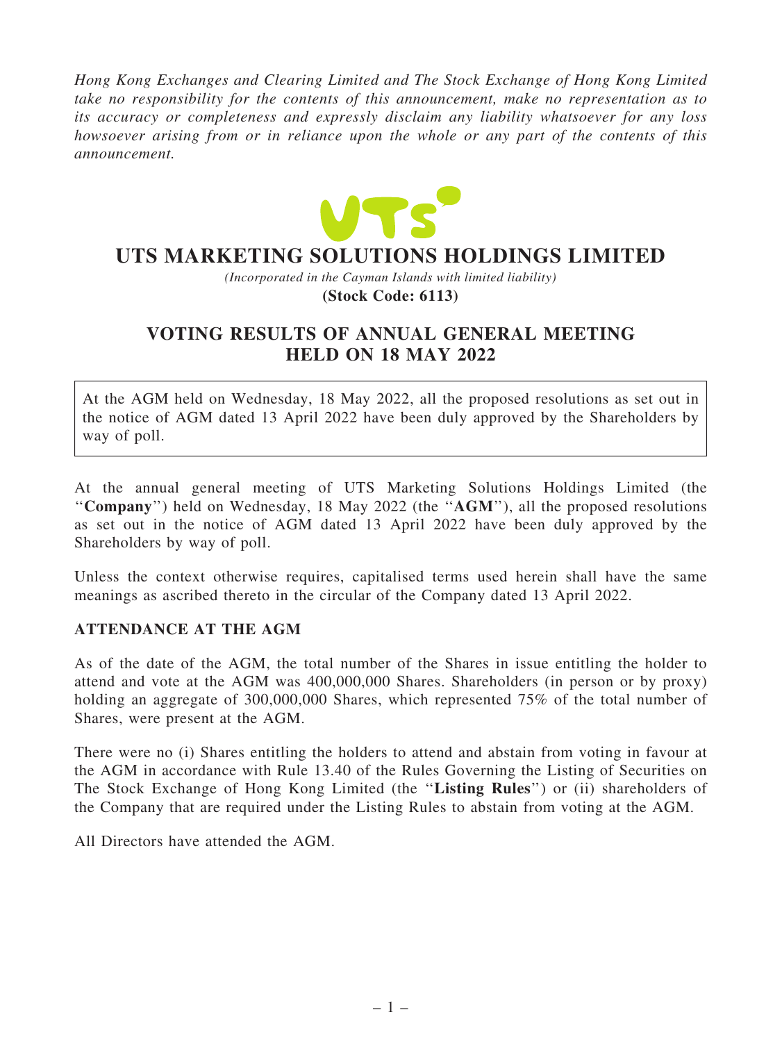*Hong Kong Exchanges and Clearing Limited and The Stock Exchange of Hong Kong Limited take no responsibility for the contents of this announcement, make no representation as to its accuracy or completeness and expressly disclaim any liability whatsoever for any loss howsoever arising from or in reliance upon the whole or any part of the contents of this announcement.*

# UTS MARKETING SOLUTIONS HOLDINGS LIMITED

*(Incorporated in the Cayman Islands with limited liability)*

**(Stock Code: 6113)**

## VOTING RESULTS OF ANNUAL GENERAL MEETING HELD ON 18 MAY 2022

At the AGM held on Wednesday, 18 May 2022, all the proposed resolutions as set out in the notice of AGM dated 13 April 2022 have been duly approved by the Shareholders by way of poll.

At the annual general meeting of UTS Marketing Solutions Holdings Limited (the "**Company**") held on Wednesday, 18 May 2022 (the "**AGM**"), all the proposed resolutions as set out in the notice of AGM dated 13 April 2022 have been duly approved by the Shareholders by way of poll.

Unless the context otherwise requires, capitalised terms used herein shall have the same meanings as ascribed thereto in the circular of the Company dated 13 April 2022.

### ATTENDANCE AT THE AGM

As of the date of the AGM, the total number of the Shares in issue entitling the holder to attend and vote at the AGM was 400,000,000 Shares. Shareholders (in person or by proxy) holding an aggregate of 300,000,000 Shares, which represented 75% of the total number of Shares, were present at the AGM.

There were no (i) Shares entitling the holders to attend and abstain from voting in favour at the AGM in accordance with Rule 13.40 of the Rules Governing the Listing of Securities on The Stock Exchange of Hong Kong Limited (the "**Listing Rules**") or (ii) shareholders of the Company that are required under the Listing Rules to abstain from voting at the AGM.

All Directors have attended the AGM.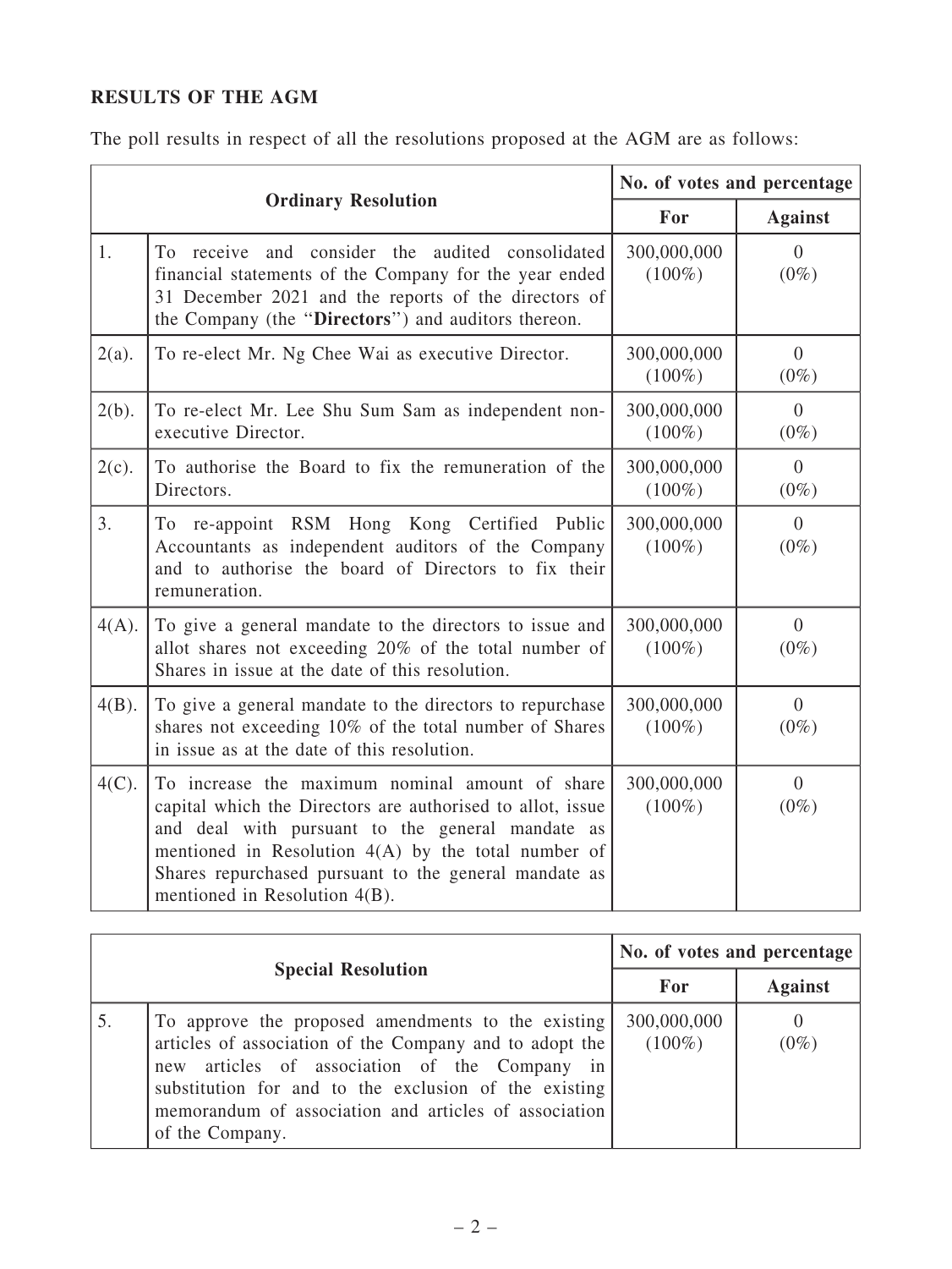**RESULTS OF THE AGM**

The poll results in respect of all the resolutions proposed at the AGM are as follows:

| Ordinary Resolution | | No. of votes and percentage | |
|---|---|---|---|
| | | For | Against |
| 1. | To receive and consider the audited consolidated financial statements of the Company for the year ended 31 December 2021 and the reports of the directors of the Company (the "**Directors**") and auditors thereon. | 300,000,000 (100%) | 0 (0%) |
| 2(a). | To re-elect Mr. Ng Chee Wai as executive Director. | 300,000,000 (100%) | 0 (0%) |
| 2(b). | To re-elect Mr. Lee Shu Sum Sam as independent non-executive Director. | 300,000,000 (100%) | 0 (0%) |
| 2(c). | To authorise the Board to fix the remuneration of the Directors. | 300,000,000 (100%) | 0 (0%) |
| 3. | To re-appoint RSM Hong Kong Certified Public Accountants as independent auditors of the Company and to authorise the board of Directors to fix their remuneration. | 300,000,000 (100%) | 0 (0%) |
| 4(A). | To give a general mandate to the directors to issue and allot shares not exceeding 20% of the total number of Shares in issue at the date of this resolution. | 300,000,000 (100%) | 0 (0%) |
| 4(B). | To give a general mandate to the directors to repurchase shares not exceeding 10% of the total number of Shares in issue as at the date of this resolution. | 300,000,000 (100%) | 0 (0%) |
| 4(C). | To increase the maximum nominal amount of share capital which the Directors are authorised to allot, issue and deal with pursuant to the general mandate as mentioned in Resolution 4(A) by the total number of Shares repurchased pursuant to the general mandate as mentioned in Resolution 4(B). | 300,000,000 (100%) | 0 (0%) |

| Special Resolution | | No. of votes and percentage | |
|---|---|---|---|
| | | For | Against |
| 5. | To approve the proposed amendments to the existing articles of association of the Company and to adopt the new articles of association of the Company in substitution for and to the exclusion of the existing memorandum of association and articles of association of the Company. | 300,000,000 (100%) | 0 (0%) |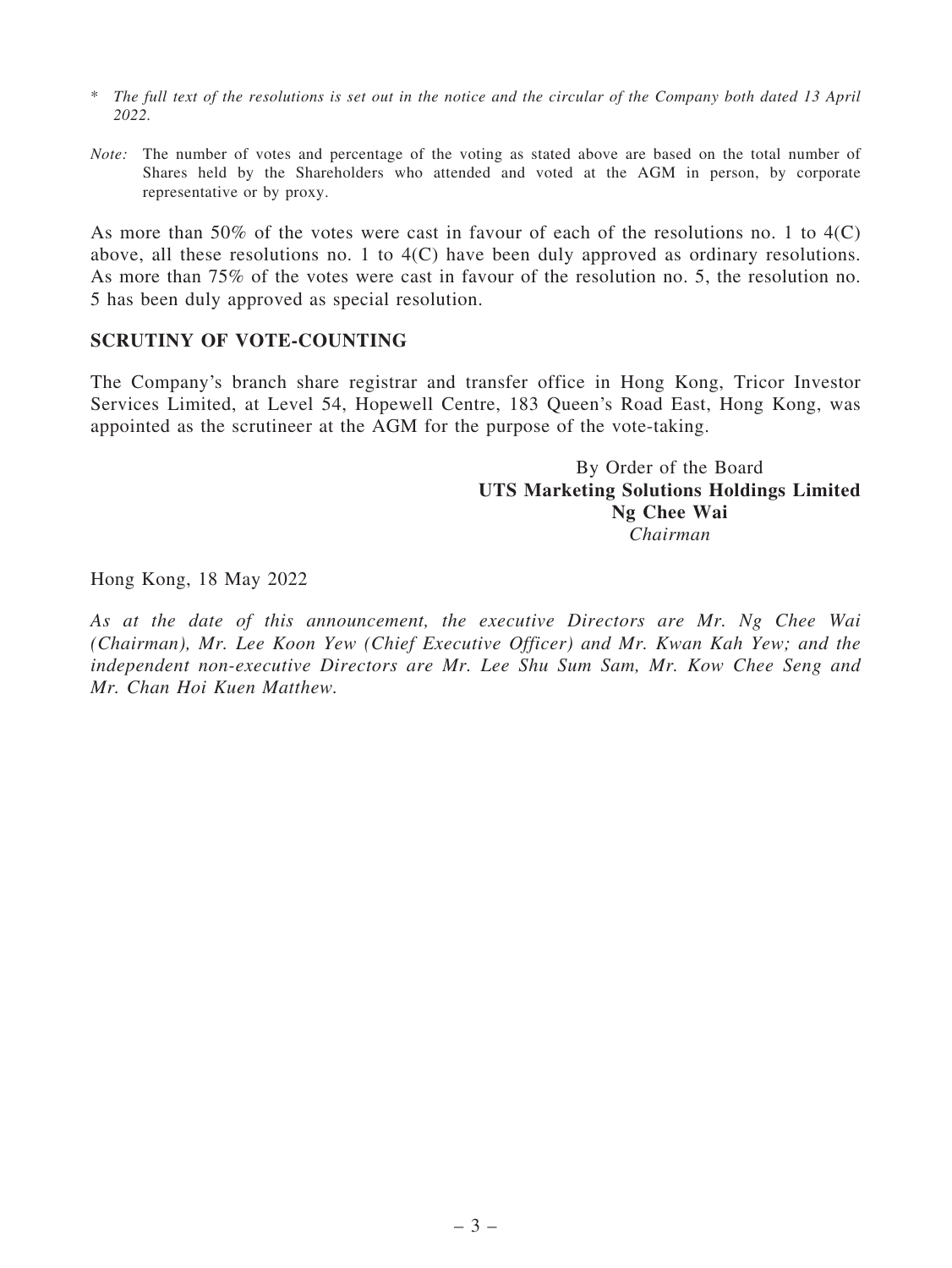* *The full text of the resolutions is set out in the notice and the circular of the Company both dated 13 April 2022.*

*Note:* The number of votes and percentage of the voting as stated above are based on the total number of Shares held by the Shareholders who attended and voted at the AGM in person, by corporate representative or by proxy.

As more than 50% of the votes were cast in favour of each of the resolutions no. 1 to 4(C) above, all these resolutions no. 1 to 4(C) have been duly approved as ordinary resolutions. As more than 75% of the votes were cast in favour of the resolution no. 5, the resolution no. 5 has been duly approved as special resolution.

## SCRUTINY OF VOTE-COUNTING

The Company's branch share registrar and transfer office in Hong Kong, Tricor Investor Services Limited, at Level 54, Hopewell Centre, 183 Queen's Road East, Hong Kong, was appointed as the scrutineer at the AGM for the purpose of the vote-taking.

By Order of the Board
**UTS Marketing Solutions Holdings Limited**
**Ng Chee Wai**
*Chairman*

Hong Kong, 18 May 2022

*As at the date of this announcement, the executive Directors are Mr. Ng Chee Wai (Chairman), Mr. Lee Koon Yew (Chief Executive Officer) and Mr. Kwan Kah Yew; and the independent non-executive Directors are Mr. Lee Shu Sum Sam, Mr. Kow Chee Seng and Mr. Chan Hoi Kuen Matthew.*